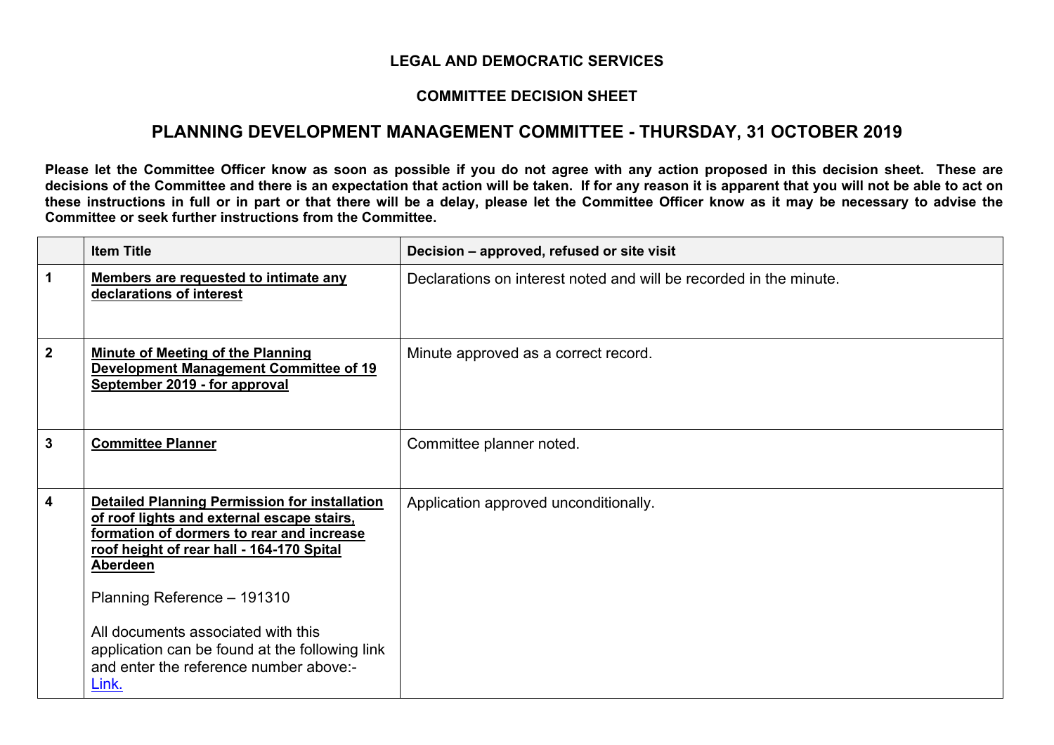**LEGAL AND DEMOCRATIC SERVICES**

**COMMITTEE DECISION SHEET**

## PLANNING DEVELOPMENT MANAGEMENT COMMITTEE - THURSDAY, 31 OCTOBER 2019

**Please let the Committee Officer know as soon as possible if you do not agree with any action proposed in this decision sheet. These are decisions of the Committee and there is an expectation that action will be taken. If for any reason it is apparent that you will not be able to act on these instructions in full or in part or that there will be a delay, please let the Committee Officer know as it may be necessary to advise the Committee or seek further instructions from the Committee.**

| | Item Title | Decision – approved, refused or site visit |
|---|---|---|
| 1 | **Members are requested to intimate any declarations of interest** | Declarations on interest noted and will be recorded in the minute. |
| 2 | **Minute of Meeting of the Planning Development Management Committee of 19 September 2019 - for approval** | Minute approved as a correct record. |
| 3 | **Committee Planner** | Committee planner noted. |
| 4 | **Detailed Planning Permission for installation of roof lights and external escape stairs, formation of dormers to rear and increase roof height of rear hall - 164-170 Spital Aberdeen**<br><br>Planning Reference – 191310<br><br>All documents associated with this application can be found at the following link and enter the reference number above:- Link. | Application approved unconditionally. |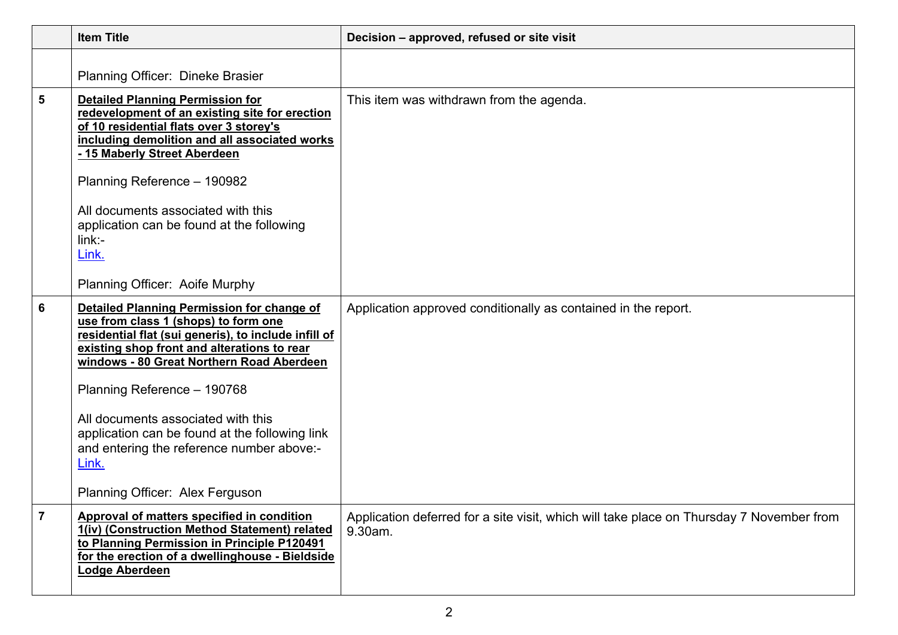| | Item Title | Decision – approved, refused or site visit |
|---|---|---|
| | Planning Officer: Dineke Brasier | |
| 5 | **Detailed Planning Permission for redevelopment of an existing site for erection of 10 residential flats over 3 storey's including demolition and all associated works - 15 Maberly Street Aberdeen**<br><br>Planning Reference – 190982<br><br>All documents associated with this application can be found at the following link:-<br>Link.<br><br>Planning Officer: Aoife Murphy | This item was withdrawn from the agenda. |
| 6 | **Detailed Planning Permission for change of use from class 1 (shops) to form one residential flat (sui generis), to include infill of existing shop front and alterations to rear windows - 80 Great Northern Road Aberdeen**<br><br>Planning Reference – 190768<br><br>All documents associated with this application can be found at the following link and entering the reference number above:-<br>Link.<br><br>Planning Officer: Alex Ferguson | Application approved conditionally as contained in the report. |
| 7 | **Approval of matters specified in condition 1(iv) (Construction Method Statement) related to Planning Permission in Principle P120491 for the erection of a dwellinghouse - Bieldside Lodge Aberdeen** | Application deferred for a site visit, which will take place on Thursday 7 November from 9.30am. |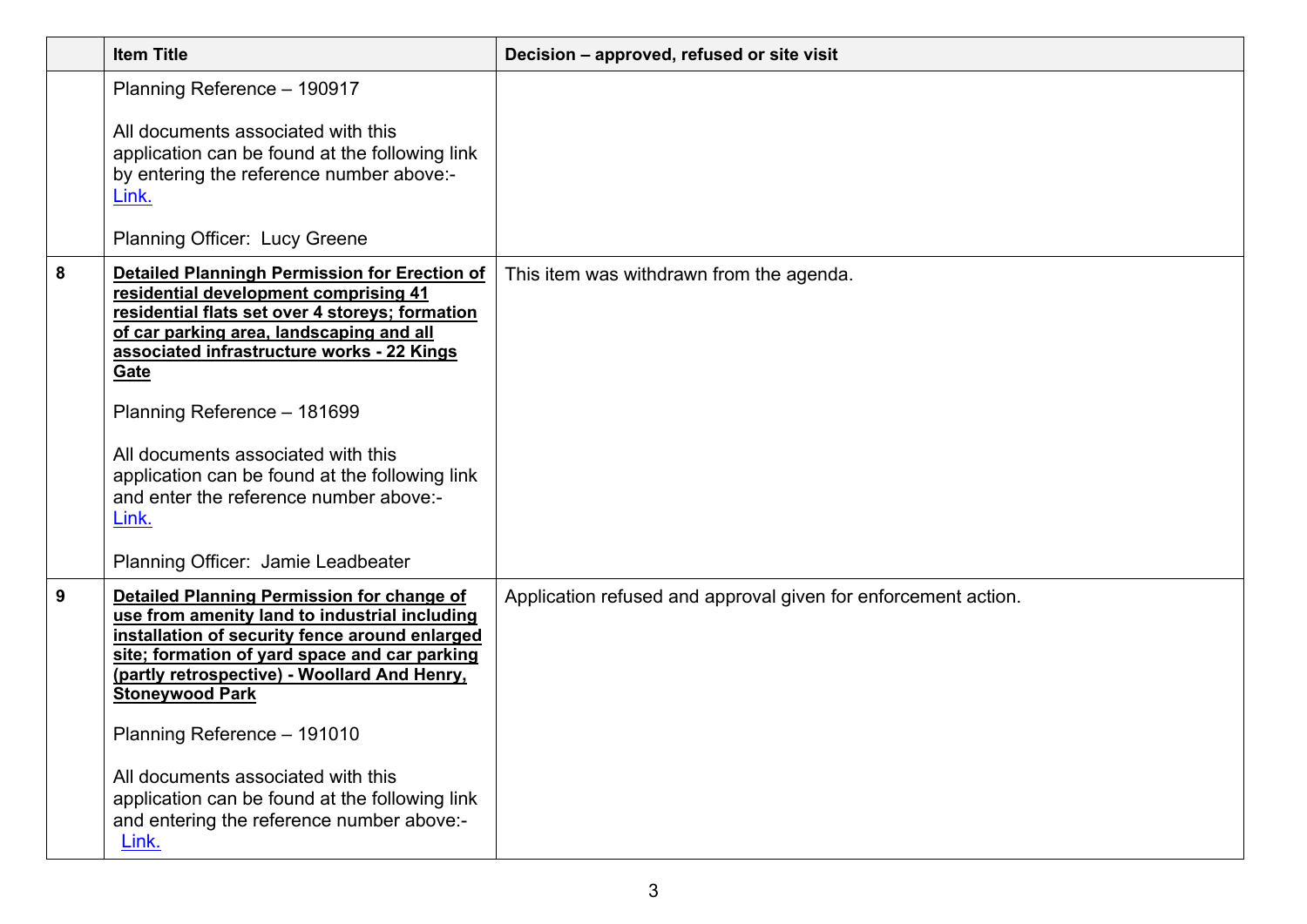| | Item Title | Decision – approved, refused or site visit |
|---|---|---|
| | Planning Reference – 190917<br><br>All documents associated with this application can be found at the following link by entering the reference number above:- Link.<br><br>Planning Officer:  Lucy Greene | |
| 8 | **Detailed Planningh Permission for Erection of residential development comprising 41 residential flats set over 4 storeys; formation of car parking area, landscaping and all associated infrastructure works - 22 Kings Gate**<br><br>Planning Reference – 181699<br><br>All documents associated with this application can be found at the following link and enter the reference number above:- Link.<br><br>Planning Officer:  Jamie Leadbeater | This item was withdrawn from the agenda. |
| 9 | **Detailed Planning Permission for change of use from amenity land to industrial including installation of security fence around enlarged site; formation of yard space and car parking (partly retrospective) - Woollard And Henry, Stoneywood Park**<br><br>Planning Reference – 191010<br><br>All documents associated with this application can be found at the following link and entering the reference number above:- Link. | Application refused and approval given for enforcement action. |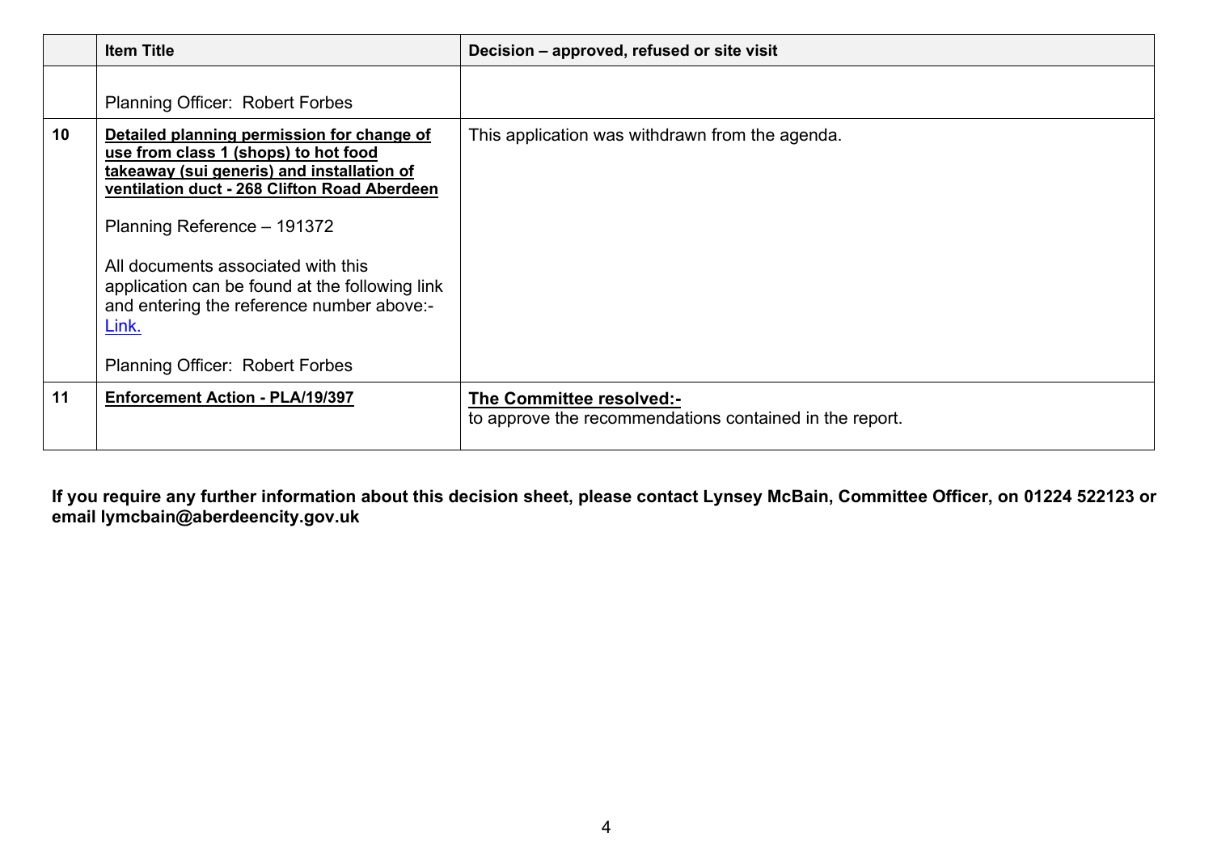| | Item Title | Decision – approved, refused or site visit |
|---|---|---|
| | Planning Officer: Robert Forbes | |
| 10 | **Detailed planning permission for change of use from class 1 (shops) to hot food takeaway (sui generis) and installation of ventilation duct - 268 Clifton Road Aberdeen**<br><br>Planning Reference – 191372<br><br>All documents associated with this application can be found at the following link and entering the reference number above:- Link.<br><br>Planning Officer: Robert Forbes | This application was withdrawn from the agenda. |
| 11 | **Enforcement Action - PLA/19/397** | **The Committee resolved:-**<br>to approve the recommendations contained in the report. |

**If you require any further information about this decision sheet, please contact Lynsey McBain, Committee Officer, on 01224 522123 or email lymcbain@aberdeencity.gov.uk**